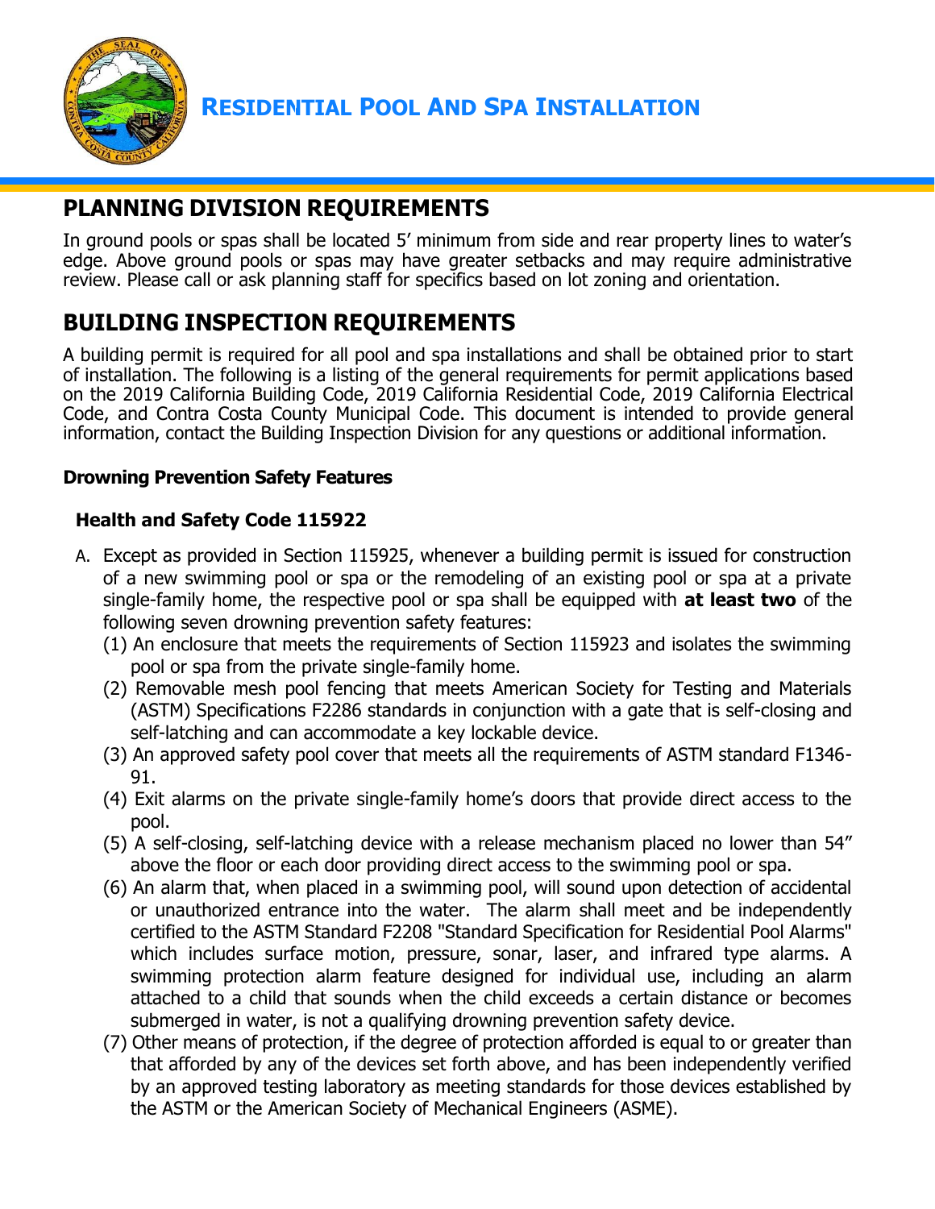# RESIDENTIAL POOL AND SPA INSTALLATION

## PLANNING DIVISION REQUIREMENTS

In ground pools or spas shall be located 5' minimum from side and rear property lines to water's edge. Above ground pools or spas may have greater setbacks and may require administrative review. Please call or ask planning staff for specifics based on lot zoning and orientation.

## BUILDING INSPECTION REQUIREMENTS

A building permit is required for all pool and spa installations and shall be obtained prior to start of installation. The following is a listing of the general requirements for permit applications based on the 2019 California Building Code, 2019 California Residential Code, 2019 California Electrical Code, and Contra Costa County Municipal Code. This document is intended to provide general information, contact the Building Inspection Division for any questions or additional information.

**Drowning Prevention Safety Features**

**Health and Safety Code 115922**

A. Except as provided in Section 115925, whenever a building permit is issued for construction of a new swimming pool or spa or the remodeling of an existing pool or spa at a private single-family home, the respective pool or spa shall be equipped with **at least two** of the following seven drowning prevention safety features:
   (1) An enclosure that meets the requirements of Section 115923 and isolates the swimming pool or spa from the private single-family home.
   (2) Removable mesh pool fencing that meets American Society for Testing and Materials (ASTM) Specifications F2286 standards in conjunction with a gate that is self-closing and self-latching and can accommodate a key lockable device.
   (3) An approved safety pool cover that meets all the requirements of ASTM standard F1346-91.
   (4) Exit alarms on the private single-family home's doors that provide direct access to the pool.
   (5) A self-closing, self-latching device with a release mechanism placed no lower than 54" above the floor or each door providing direct access to the swimming pool or spa.
   (6) An alarm that, when placed in a swimming pool, will sound upon detection of accidental or unauthorized entrance into the water. The alarm shall meet and be independently certified to the ASTM Standard F2208 "Standard Specification for Residential Pool Alarms" which includes surface motion, pressure, sonar, laser, and infrared type alarms. A swimming protection alarm feature designed for individual use, including an alarm attached to a child that sounds when the child exceeds a certain distance or becomes submerged in water, is not a qualifying drowning prevention safety device.
   (7) Other means of protection, if the degree of protection afforded is equal to or greater than that afforded by any of the devices set forth above, and has been independently verified by an approved testing laboratory as meeting standards for those devices established by the ASTM or the American Society of Mechanical Engineers (ASME).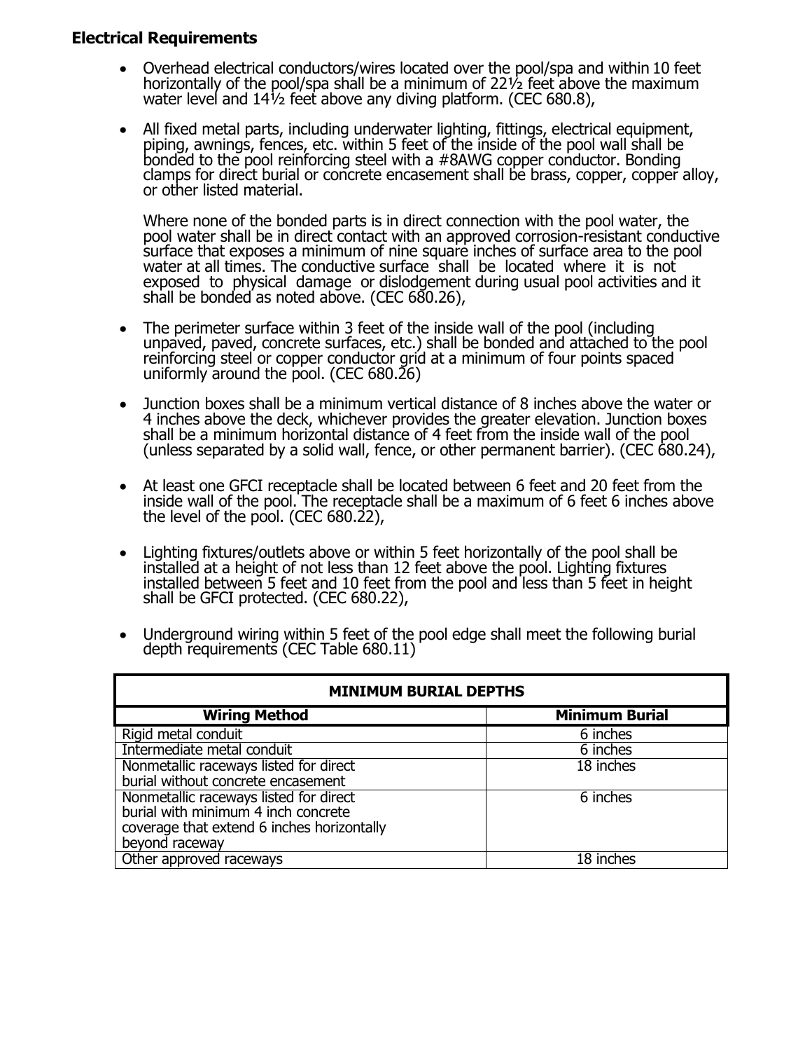**Electrical Requirements**

- Overhead electrical conductors/wires located over the pool/spa and within 10 feet horizontally of the pool/spa shall be a minimum of 22½ feet above the maximum water level and 14½ feet above any diving platform. (CEC 680.8),

- All fixed metal parts, including underwater lighting, fittings, electrical equipment, piping, awnings, fences, etc. within 5 feet of the inside of the pool wall shall be bonded to the pool reinforcing steel with a #8AWG copper conductor. Bonding clamps for direct burial or concrete encasement shall be brass, copper, copper alloy, or other listed material.

  Where none of the bonded parts is in direct connection with the pool water, the pool water shall be in direct contact with an approved corrosion-resistant conductive surface that exposes a minimum of nine square inches of surface area to the pool water at all times. The conductive surface shall be located where it is not exposed to physical damage or dislodgement during usual pool activities and it shall be bonded as noted above. (CEC 680.26),

- The perimeter surface within 3 feet of the inside wall of the pool (including unpaved, paved, concrete surfaces, etc.) shall be bonded and attached to the pool reinforcing steel or copper conductor grid at a minimum of four points spaced uniformly around the pool. (CEC 680.26)

- Junction boxes shall be a minimum vertical distance of 8 inches above the water or 4 inches above the deck, whichever provides the greater elevation. Junction boxes shall be a minimum horizontal distance of 4 feet from the inside wall of the pool (unless separated by a solid wall, fence, or other permanent barrier). (CEC 680.24),

- At least one GFCI receptacle shall be located between 6 feet and 20 feet from the inside wall of the pool. The receptacle shall be a maximum of 6 feet 6 inches above the level of the pool. (CEC 680.22),

- Lighting fixtures/outlets above or within 5 feet horizontally of the pool shall be installed at a height of not less than 12 feet above the pool. Lighting fixtures installed between 5 feet and 10 feet from the pool and less than 5 feet in height shall be GFCI protected. (CEC 680.22),

- Underground wiring within 5 feet of the pool edge shall meet the following burial depth requirements (CEC Table 680.11)

| MINIMUM BURIAL DEPTHS | |
|---|---|
| **Wiring Method** | **Minimum Burial** |
| Rigid metal conduit | 6 inches |
| Intermediate metal conduit | 6 inches |
| Nonmetallic raceways listed for direct burial without concrete encasement | 18 inches |
| Nonmetallic raceways listed for direct burial with minimum 4 inch concrete coverage that extend 6 inches horizontally beyond raceway | 6 inches |
| Other approved raceways | 18 inches |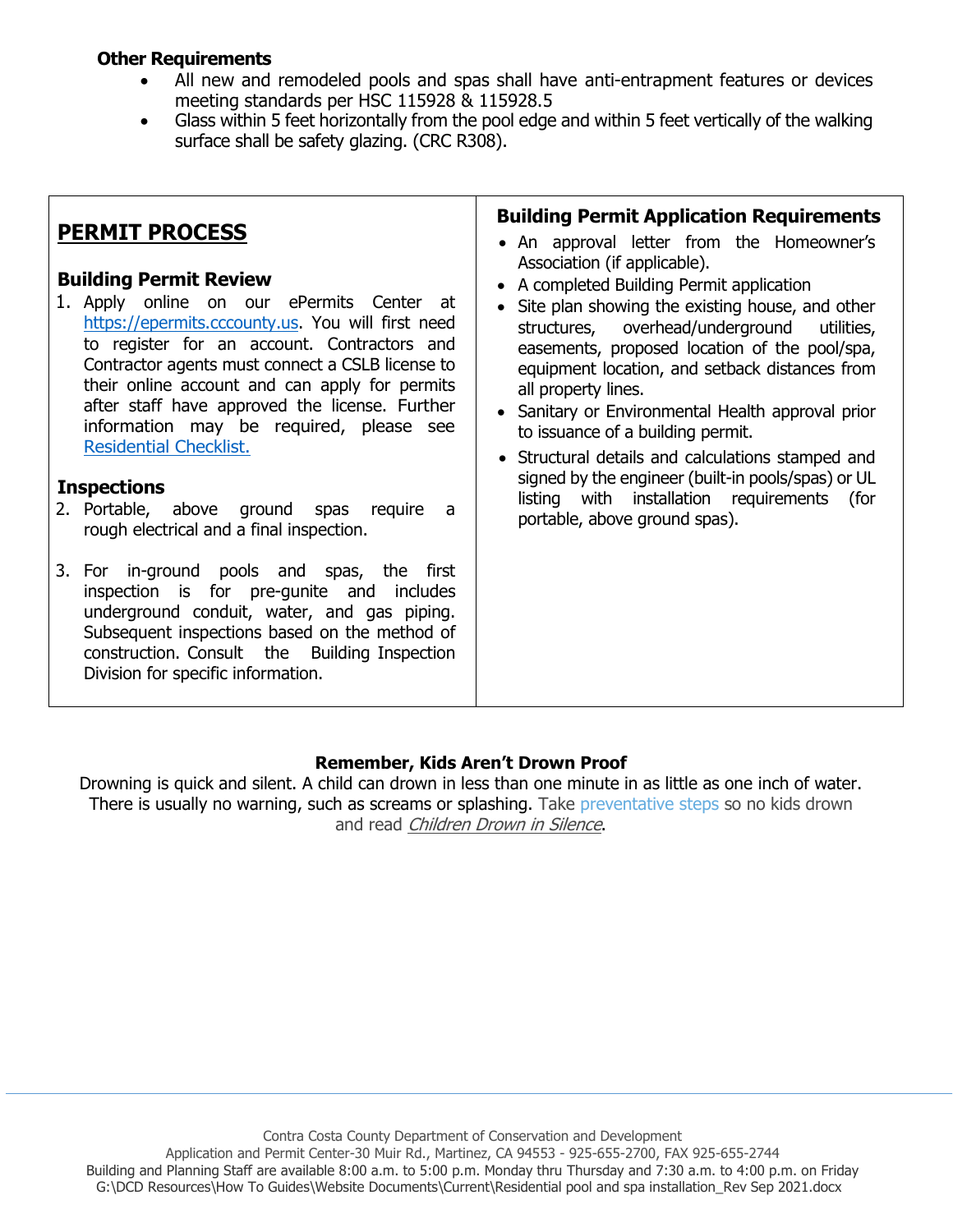**Other Requirements**

- All new and remodeled pools and spas shall have anti-entrapment features or devices meeting standards per HSC 115928 & 115928.5
- Glass within 5 feet horizontally from the pool edge and within 5 feet vertically of the walking surface shall be safety glazing. (CRC R308).

## PERMIT PROCESS

### Building Permit Review

1. Apply online on our ePermits Center at https://epermits.cccounty.us. You will first need to register for an account. Contractors and Contractor agents must connect a CSLB license to their online account and can apply for permits after staff have approved the license. Further information may be required, please see Residential Checklist.

### Inspections

2. Portable, above ground spas require a rough electrical and a final inspection.

3. For in-ground pools and spas, the first inspection is for pre-gunite and includes underground conduit, water, and gas piping. Subsequent inspections based on the method of construction. Consult the Building Inspection Division for specific information.

### Building Permit Application Requirements

- An approval letter from the Homeowner's Association (if applicable).
- A completed Building Permit application
- Site plan showing the existing house, and other structures, overhead/underground utilities, easements, proposed location of the pool/spa, equipment location, and setback distances from all property lines.
- Sanitary or Environmental Health approval prior to issuance of a building permit.
- Structural details and calculations stamped and signed by the engineer (built-in pools/spas) or UL listing with installation requirements (for portable, above ground spas).

**Remember, Kids Aren't Drown Proof**

Drowning is quick and silent. A child can drown in less than one minute in as little as one inch of water. There is usually no warning, such as screams or splashing. Take preventative steps so no kids drown and read *Children Drown in Silence*.

Contra Costa County Department of Conservation and Development
Application and Permit Center-30 Muir Rd., Martinez, CA 94553 - 925-655-2700, FAX 925-655-2744
Building and Planning Staff are available 8:00 a.m. to 5:00 p.m. Monday thru Thursday and 7:30 a.m. to 4:00 p.m. on Friday
G:\DCD Resources\How To Guides\Website Documents\Current\Residential pool and spa installation_Rev Sep 2021.docx